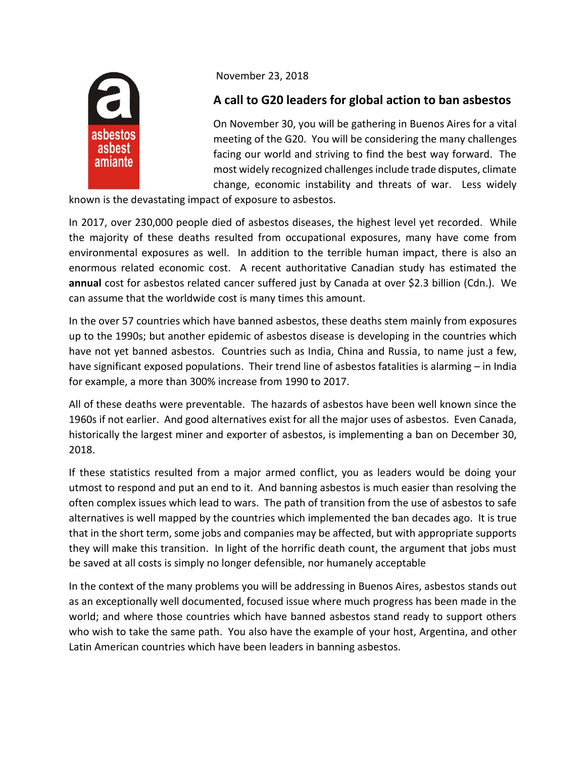November 23, 2018

## A call to G20 leaders for global action to ban asbestos

On November 30, you will be gathering in Buenos Aires for a vital meeting of the G20. You will be considering the many challenges facing our world and striving to find the best way forward. The most widely recognized challenges include trade disputes, climate change, economic instability and threats of war. Less widely known is the devastating impact of exposure to asbestos.

In 2017, over 230,000 people died of asbestos diseases, the highest level yet recorded. While the majority of these deaths resulted from occupational exposures, many have come from environmental exposures as well. In addition to the terrible human impact, there is also an enormous related economic cost. A recent authoritative Canadian study has estimated the **annual** cost for asbestos related cancer suffered just by Canada at over $2.3 billion (Cdn.). We can assume that the worldwide cost is many times this amount.

In the over 57 countries which have banned asbestos, these deaths stem mainly from exposures up to the 1990s; but another epidemic of asbestos disease is developing in the countries which have not yet banned asbestos. Countries such as India, China and Russia, to name just a few, have significant exposed populations. Their trend line of asbestos fatalities is alarming – in India for example, a more than 300% increase from 1990 to 2017.

All of these deaths were preventable. The hazards of asbestos have been well known since the 1960s if not earlier. And good alternatives exist for all the major uses of asbestos. Even Canada, historically the largest miner and exporter of asbestos, is implementing a ban on December 30, 2018.

If these statistics resulted from a major armed conflict, you as leaders would be doing your utmost to respond and put an end to it. And banning asbestos is much easier than resolving the often complex issues which lead to wars. The path of transition from the use of asbestos to safe alternatives is well mapped by the countries which implemented the ban decades ago. It is true that in the short term, some jobs and companies may be affected, but with appropriate supports they will make this transition. In light of the horrific death count, the argument that jobs must be saved at all costs is simply no longer defensible, nor humanely acceptable

In the context of the many problems you will be addressing in Buenos Aires, asbestos stands out as an exceptionally well documented, focused issue where much progress has been made in the world; and where those countries which have banned asbestos stand ready to support others who wish to take the same path. You also have the example of your host, Argentina, and other Latin American countries which have been leaders in banning asbestos.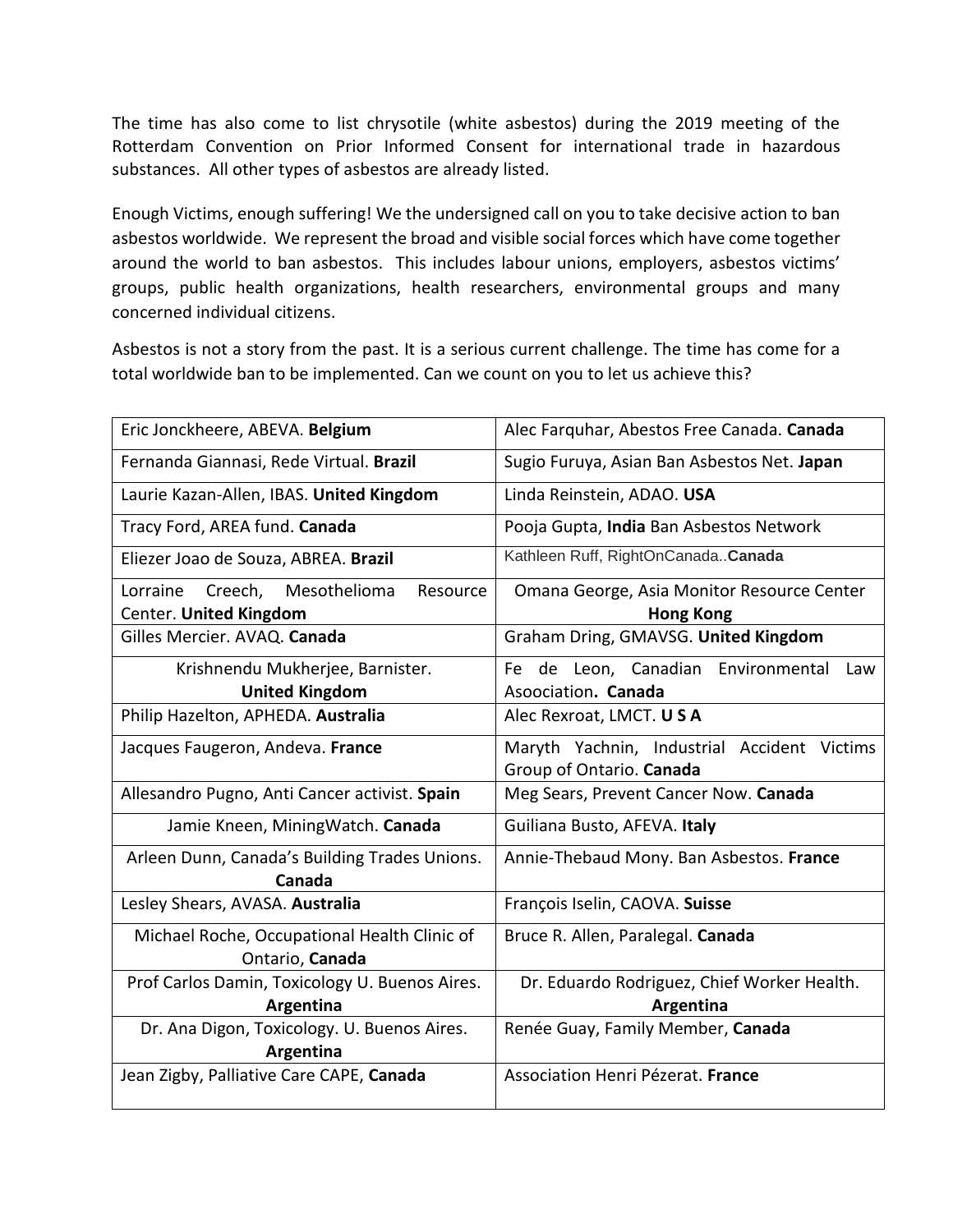The time has also come to list chrysotile (white asbestos) during the 2019 meeting of the Rotterdam Convention on Prior Informed Consent for international trade in hazardous substances. All other types of asbestos are already listed.

Enough Victims, enough suffering! We the undersigned call on you to take decisive action to ban asbestos worldwide. We represent the broad and visible social forces which have come together around the world to ban asbestos. This includes labour unions, employers, asbestos victims' groups, public health organizations, health researchers, environmental groups and many concerned individual citizens.

Asbestos is not a story from the past. It is a serious current challenge. The time has come for a total worldwide ban to be implemented. Can we count on you to let us achieve this?

| | |
|---|---|
| Eric Jonckheere, ABEVA. **Belgium** | Alec Farquhar, Abestos Free Canada. **Canada** |
| Fernanda Giannasi, Rede Virtual. **Brazil** | Sugio Furuya, Asian Ban Asbestos Net. **Japan** |
| Laurie Kazan-Allen, IBAS. **United Kingdom** | Linda Reinstein, ADAO. **USA** |
| Tracy Ford, AREA fund. **Canada** | Pooja Gupta, **India** Ban Asbestos Network |
| Eliezer Joao de Souza, ABREA. **Brazil** | Kathleen Ruff, RightOnCanada..**Canada** |
| Lorraine Creech, Mesothelioma Resource Center. **United Kingdom** | Omana George, Asia Monitor Resource Center **Hong Kong** |
| Gilles Mercier. AVAQ. **Canada** | Graham Dring, GMAVSG. **United Kingdom** |
| Krishnendu Mukherjee, Barnister. **United Kingdom** | Fe de Leon, Canadian Environmental Law Asoociation**.** **Canada** |
| Philip Hazelton, APHEDA. **Australia** | Alec Rexroat, LMCT. **U S A** |
| Jacques Faugeron, Andeva. **France** | Maryth Yachnin, Industrial Accident Victims Group of Ontario. **Canada** |
| Allesandro Pugno, Anti Cancer activist. **Spain** | Meg Sears, Prevent Cancer Now. **Canada** |
| Jamie Kneen, MiningWatch. **Canada** | Guiliana Busto, AFEVA. **Italy** |
| Arleen Dunn, Canada's Building Trades Unions. **Canada** | Annie-Thebaud Mony. Ban Asbestos. **France** |
| Lesley Shears, AVASA. **Australia** | François Iselin, CAOVA. **Suisse** |
| Michael Roche, Occupational Health Clinic of Ontario, **Canada** | Bruce R. Allen, Paralegal. **Canada** |
| Prof Carlos Damin, Toxicology U. Buenos Aires. **Argentina** | Dr. Eduardo Rodriguez, Chief Worker Health. **Argentina** |
| Dr. Ana Digon, Toxicology. U. Buenos Aires. **Argentina** | Renée Guay, Family Member, **Canada** |
| Jean Zigby, Palliative Care CAPE, **Canada** | Association Henri Pézerat. **France** |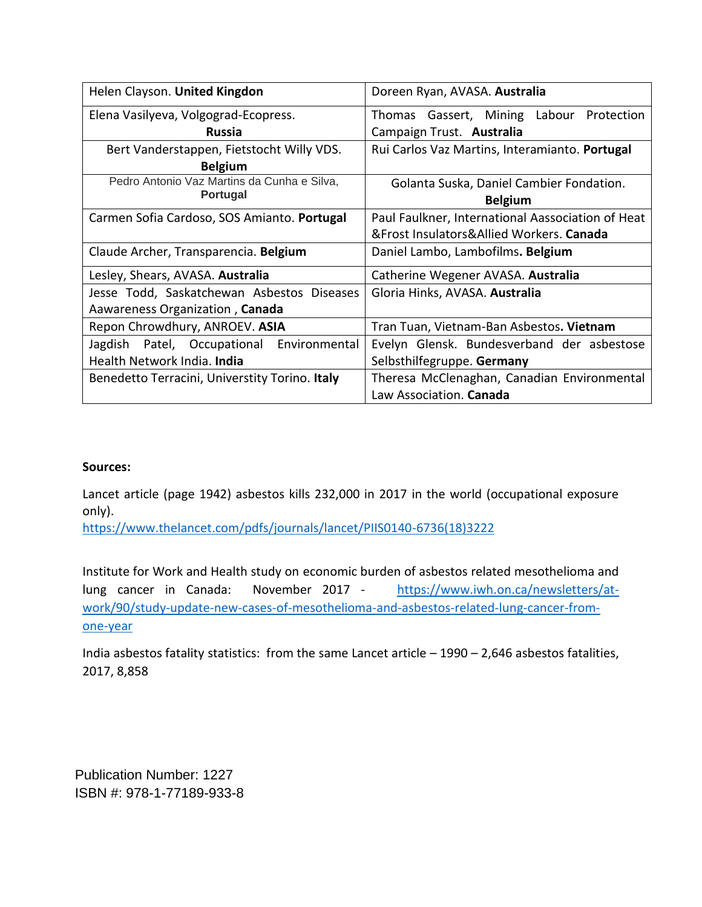| | |
|---|---|
| Helen Clayson. **United Kingdon** | Doreen Ryan, AVASA. **Australia** |
| Elena Vasilyeva, Volgograd-Ecopress. **Russia** | Thomas Gassert, Mining Labour Protection Campaign Trust. **Australia** |
| Bert Vanderstappen, Fietstocht Willy VDS. **Belgium** | Rui Carlos Vaz Martins, Interamianto. **Portugal** |
| Pedro Antonio Vaz Martins da Cunha e Silva, **Portugal** | Golanta Suska, Daniel Cambier Fondation. **Belgium** |
| Carmen Sofia Cardoso, SOS Amianto. **Portugal** | Paul Faulkner, International Aassociation of Heat &Frost Insulators&Allied Workers. **Canada** |
| Claude Archer, Transparencia. **Belgium** | Daniel Lambo, Lambofilms**. Belgium** |
| Lesley, Shears, AVASA. **Australia** | Catherine Wegener AVASA. **Australia** |
| Jesse Todd, Saskatchewan Asbestos Diseases Aawareness Organization , **Canada** | Gloria Hinks, AVASA. **Australia** |
| Repon Chrowdhury, ANROEV. **ASIA** | Tran Tuan, Vietnam-Ban Asbestos**. Vietnam** |
| Jagdish Patel, Occupational Environmental Health Network India. **India** | Evelyn Glensk. Bundesverband der asbestose Selbsthilfegruppe. **Germany** |
| Benedetto Terracini, Universtity Torino. **Italy** | Theresa McClenaghan, Canadian Environmental Law Association. **Canada** |

**Sources:**

Lancet article (page 1942) asbestos kills 232,000 in 2017 in the world (occupational exposure only).
https://www.thelancet.com/pdfs/journals/lancet/PIIS0140-6736(18)3222

Institute for Work and Health study on economic burden of asbestos related mesothelioma and lung cancer in Canada: November 2017 - https://www.iwh.on.ca/newsletters/at-work/90/study-update-new-cases-of-mesothelioma-and-asbestos-related-lung-cancer-from-one-year

India asbestos fatality statistics: from the same Lancet article – 1990 – 2,646 asbestos fatalities, 2017, 8,858

Publication Number: 1227
ISBN #: 978-1-77189-933-8